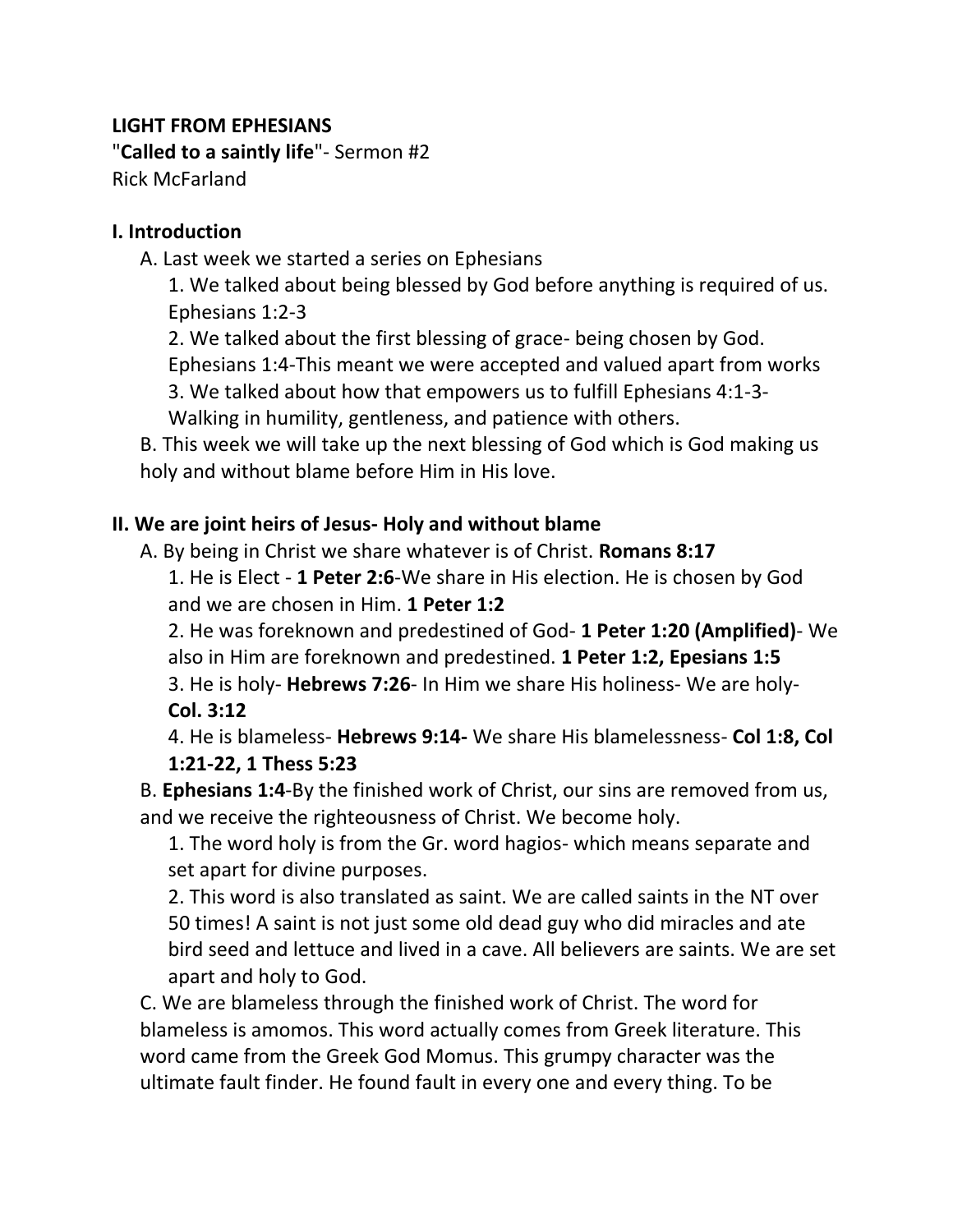**LIGHT FROM EPHESIANS**

"**Called to a saintly life**"- Sermon #2

Rick McFarland

## I. Introduction

A. Last week we started a series on Ephesians

1. We talked about being blessed by God before anything is required of us. Ephesians 1:2-3
2. We talked about the first blessing of grace- being chosen by God. Ephesians 1:4-This meant we were accepted and valued apart from works
3. We talked about how that empowers us to fulfill Ephesians 4:1-3- Walking in humility, gentleness, and patience with others.

B. This week we will take up the next blessing of God which is God making us holy and without blame before Him in His love.

## II. We are joint heirs of Jesus- Holy and without blame

A. By being in Christ we share whatever is of Christ. **Romans 8:17**

1. He is Elect - **1 Peter 2:6**-We share in His election. He is chosen by God and we are chosen in Him. **1 Peter 1:2**
2. He was foreknown and predestined of God- **1 Peter 1:20 (Amplified)**- We also in Him are foreknown and predestined. **1 Peter 1:2, Epesians 1:5**
3. He is holy- **Hebrews 7:26**- In Him we share His holiness- We are holy- **Col. 3:12**
4. He is blameless- **Hebrews 9:14-** We share His blamelessness- **Col 1:8, Col 1:21-22, 1 Thess 5:23**

B. **Ephesians 1:4**-By the finished work of Christ, our sins are removed from us, and we receive the righteousness of Christ. We become holy.

1. The word holy is from the Gr. word hagios- which means separate and set apart for divine purposes.
2. This word is also translated as saint. We are called saints in the NT over 50 times! A saint is not just some old dead guy who did miracles and ate bird seed and lettuce and lived in a cave. All believers are saints. We are set apart and holy to God.

C. We are blameless through the finished work of Christ. The word for blameless is amomos. This word actually comes from Greek literature. This word came from the Greek God Momus. This grumpy character was the ultimate fault finder. He found fault in every one and every thing. To be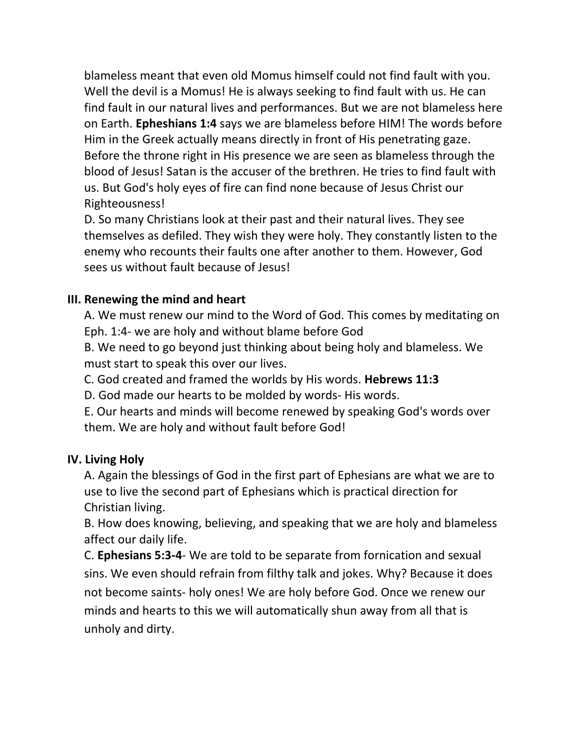blameless meant that even old Momus himself could not find fault with you. Well the devil is a Momus! He is always seeking to find fault with us. He can find fault in our natural lives and performances. But we are not blameless here on Earth. **Epheshians 1:4** says we are blameless before HIM! The words before Him in the Greek actually means directly in front of His penetrating gaze. Before the throne right in His presence we are seen as blameless through the blood of Jesus! Satan is the accuser of the brethren. He tries to find fault with us. But God's holy eyes of fire can find none because of Jesus Christ our Righteousness!

D. So many Christians look at their past and their natural lives. They see themselves as defiled. They wish they were holy. They constantly listen to the enemy who recounts their faults one after another to them. However, God sees us without fault because of Jesus!

**III. Renewing the mind and heart**

A. We must renew our mind to the Word of God. This comes by meditating on Eph. 1:4- we are holy and without blame before God

B. We need to go beyond just thinking about being holy and blameless. We must start to speak this over our lives.

C. God created and framed the worlds by His words. **Hebrews 11:3**

D. God made our hearts to be molded by words- His words.

E. Our hearts and minds will become renewed by speaking God's words over them. We are holy and without fault before God!

**IV. Living Holy**

A. Again the blessings of God in the first part of Ephesians are what we are to use to live the second part of Ephesians which is practical direction for Christian living.

B. How does knowing, believing, and speaking that we are holy and blameless affect our daily life.

C. **Ephesians 5:3-4**- We are told to be separate from fornication and sexual sins. We even should refrain from filthy talk and jokes. Why? Because it does not become saints- holy ones! We are holy before God. Once we renew our minds and hearts to this we will automatically shun away from all that is unholy and dirty.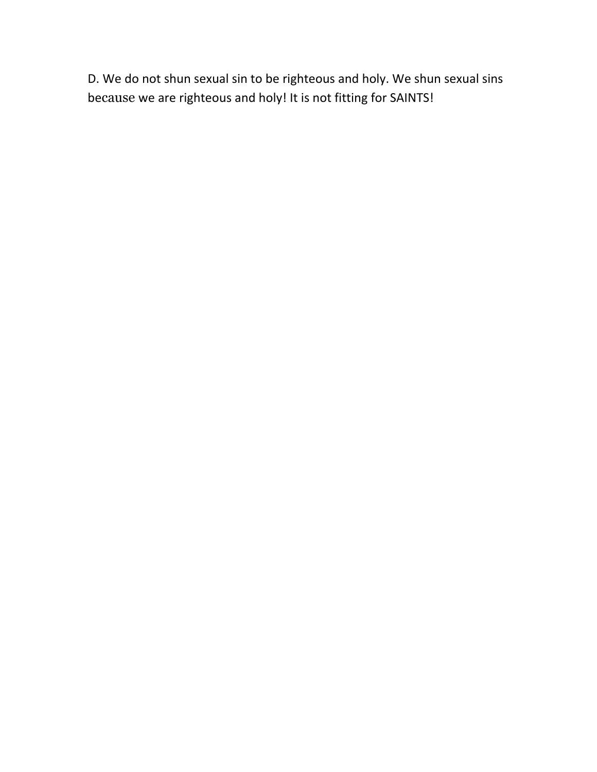D. We do not shun sexual sin to be righteous and holy. We shun sexual sins because we are righteous and holy! It is not fitting for SAINTS!